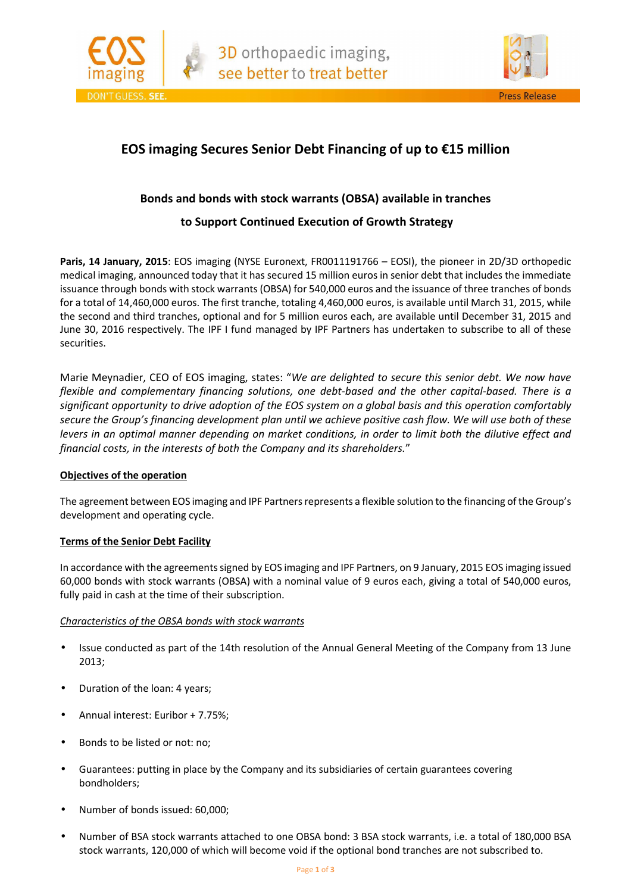# EOS imaging Secures Senior Debt Financing of up to €15 million

## Bonds and bonds with stock warrants (OBSA) available in tranches to Support Continued Execution of Growth Strategy

**Paris, 14 January, 2015**: EOS imaging (NYSE Euronext, FR0011191766 – EOSI), the pioneer in 2D/3D orthopedic medical imaging, announced today that it has secured 15 million euros in senior debt that includes the immediate issuance through bonds with stock warrants (OBSA) for 540,000 euros and the issuance of three tranches of bonds for a total of 14,460,000 euros. The first tranche, totaling 4,460,000 euros, is available until March 31, 2015, while the second and third tranches, optional and for 5 million euros each, are available until December 31, 2015 and June 30, 2016 respectively. The IPF I fund managed by IPF Partners has undertaken to subscribe to all of these securities.

Marie Meynadier, CEO of EOS imaging, states: "*We are delighted to secure this senior debt. We now have flexible and complementary financing solutions, one debt-based and the other capital-based. There is a significant opportunity to drive adoption of the EOS system on a global basis and this operation comfortably secure the Group's financing development plan until we achieve positive cash flow. We will use both of these levers in an optimal manner depending on market conditions, in order to limit both the dilutive effect and financial costs, in the interests of both the Company and its shareholders.*"

**Objectives of the operation**

The agreement between EOS imaging and IPF Partners represents a flexible solution to the financing of the Group's development and operating cycle.

**Terms of the Senior Debt Facility**

In accordance with the agreements signed by EOS imaging and IPF Partners, on 9 January, 2015 EOS imaging issued 60,000 bonds with stock warrants (OBSA) with a nominal value of 9 euros each, giving a total of 540,000 euros, fully paid in cash at the time of their subscription.

*Characteristics of the OBSA bonds with stock warrants*

- Issue conducted as part of the 14th resolution of the Annual General Meeting of the Company from 13 June 2013;
- Duration of the loan: 4 years;
- Annual interest: Euribor + 7.75%;
- Bonds to be listed or not: no;
- Guarantees: putting in place by the Company and its subsidiaries of certain guarantees covering bondholders;
- Number of bonds issued: 60,000;
- Number of BSA stock warrants attached to one OBSA bond: 3 BSA stock warrants, i.e. a total of 180,000 BSA stock warrants, 120,000 of which will become void if the optional bond tranches are not subscribed to.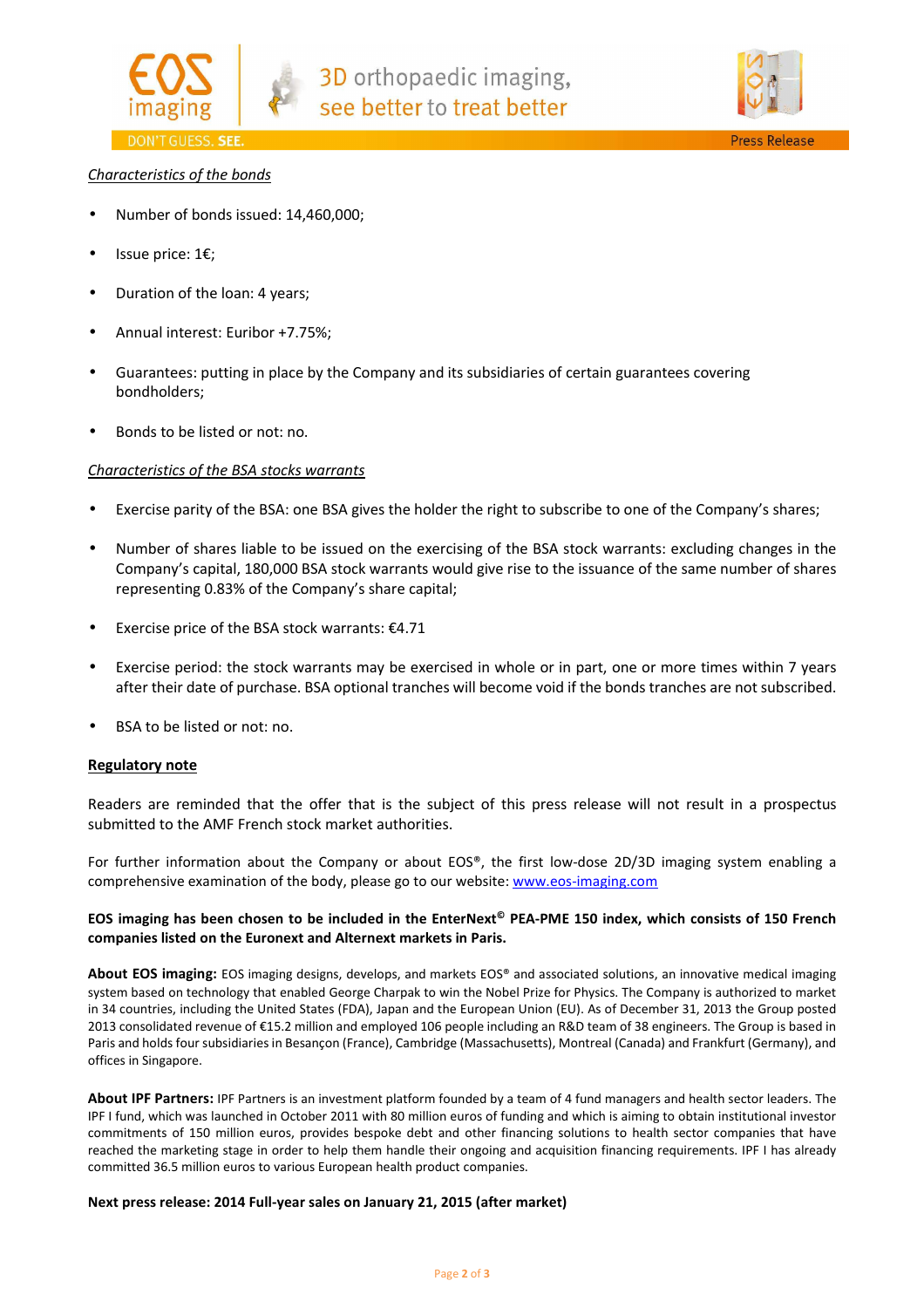*Characteristics of the bonds*

- Number of bonds issued: 14,460,000;
- Issue price: 1€;
- Duration of the loan: 4 years;
- Annual interest: Euribor +7.75%;
- Guarantees: putting in place by the Company and its subsidiaries of certain guarantees covering bondholders;
- Bonds to be listed or not: no.

*Characteristics of the BSA stocks warrants*

- Exercise parity of the BSA: one BSA gives the holder the right to subscribe to one of the Company's shares;
- Number of shares liable to be issued on the exercising of the BSA stock warrants: excluding changes in the Company's capital, 180,000 BSA stock warrants would give rise to the issuance of the same number of shares representing 0.83% of the Company's share capital;
- Exercise price of the BSA stock warrants: €4.71
- Exercise period: the stock warrants may be exercised in whole or in part, one or more times within 7 years after their date of purchase. BSA optional tranches will become void if the bonds tranches are not subscribed.
- BSA to be listed or not: no.

**Regulatory note**

Readers are reminded that the offer that is the subject of this press release will not result in a prospectus submitted to the AMF French stock market authorities.

For further information about the Company or about EOS®, the first low-dose 2D/3D imaging system enabling a comprehensive examination of the body, please go to our website: www.eos-imaging.com

**EOS imaging has been chosen to be included in the EnterNext© PEA-PME 150 index, which consists of 150 French companies listed on the Euronext and Alternext markets in Paris.**

**About EOS imaging:** EOS imaging designs, develops, and markets EOS® and associated solutions, an innovative medical imaging system based on technology that enabled George Charpak to win the Nobel Prize for Physics. The Company is authorized to market in 34 countries, including the United States (FDA), Japan and the European Union (EU). As of December 31, 2013 the Group posted 2013 consolidated revenue of €15.2 million and employed 106 people including an R&D team of 38 engineers. The Group is based in Paris and holds four subsidiaries in Besançon (France), Cambridge (Massachusetts), Montreal (Canada) and Frankfurt (Germany), and offices in Singapore.

**About IPF Partners:** IPF Partners is an investment platform founded by a team of 4 fund managers and health sector leaders. The IPF I fund, which was launched in October 2011 with 80 million euros of funding and which is aiming to obtain institutional investor commitments of 150 million euros, provides bespoke debt and other financing solutions to health sector companies that have reached the marketing stage in order to help them handle their ongoing and acquisition financing requirements. IPF I has already committed 36.5 million euros to various European health product companies.

**Next press release: 2014 Full-year sales on January 21, 2015 (after market)**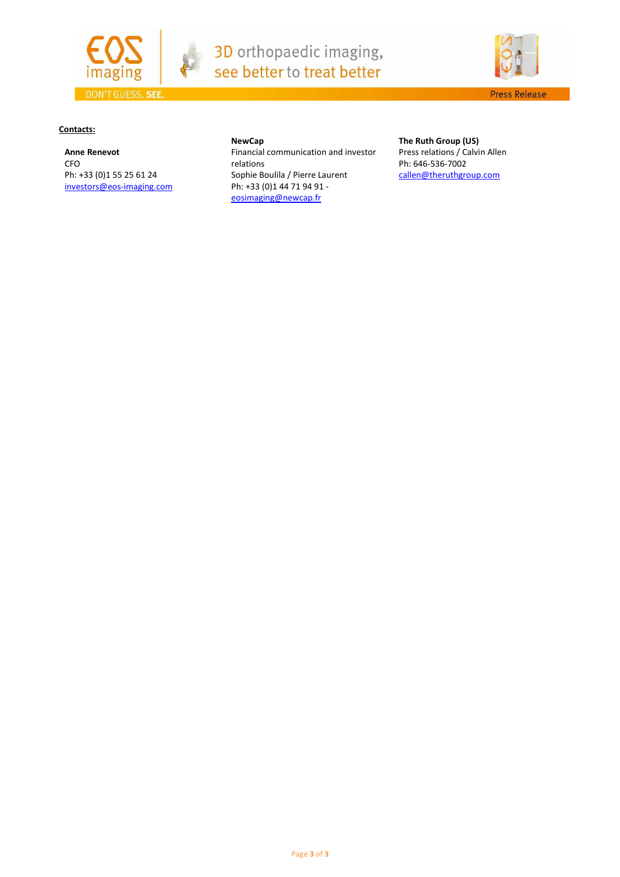**Contacts:**

**Anne Renevot**
CFO
Ph: +33 (0)1 55 25 61 24
investors@eos-imaging.com

**NewCap**
Financial communication and investor relations
Sophie Boulila / Pierre Laurent
Ph: +33 (0)1 44 71 94 91 -
eosimaging@newcap.fr

**The Ruth Group (US)**
Press relations / Calvin Allen
Ph: 646-536-7002
callen@theruthgroup.com